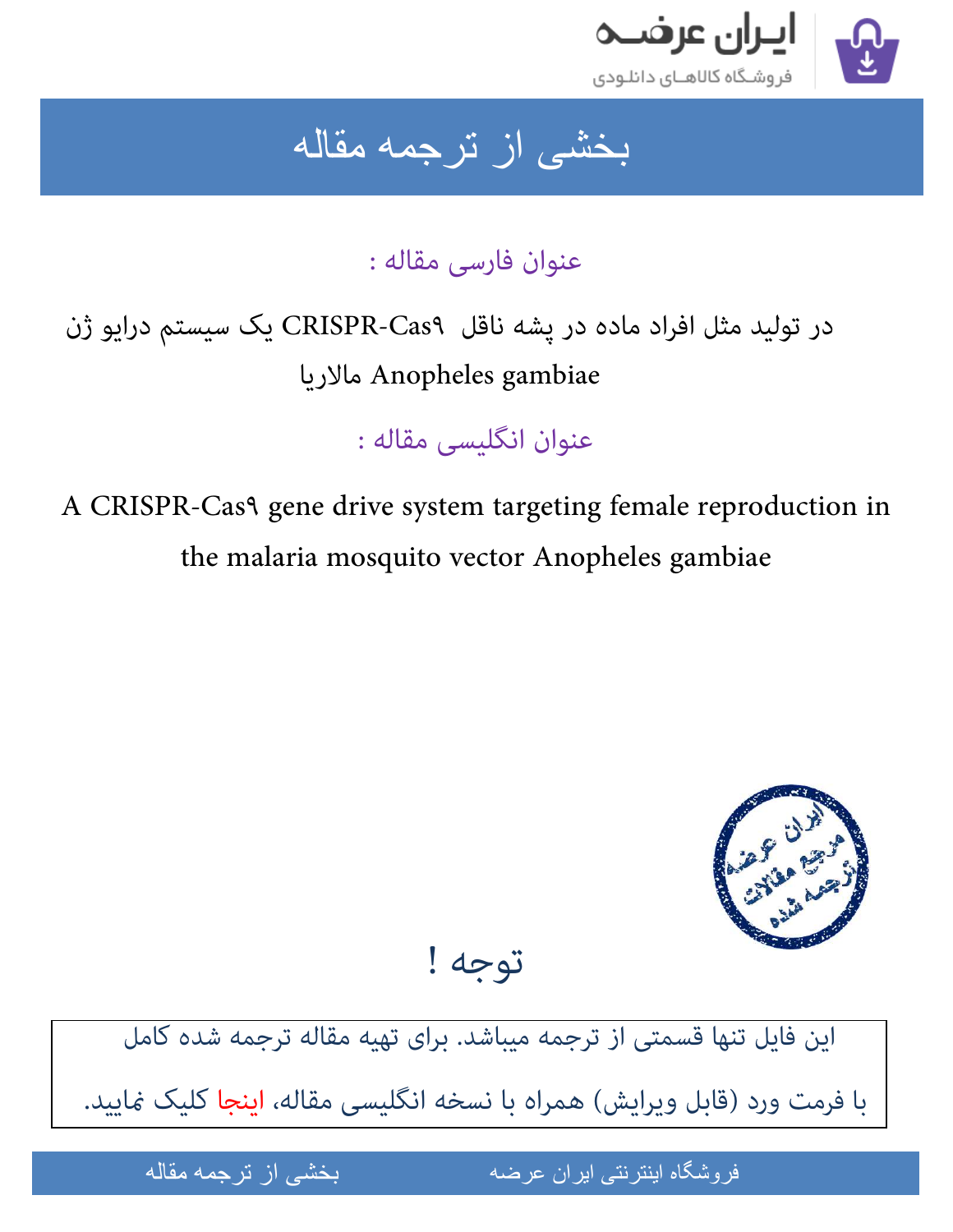# بخشی از ترجمه مقاله

## عنوان فارسی مقاله :

یک سیستم درایو ژن CRISPR-Cas۹ در تولید مثل افراد ماده در پشه ناقل Anopheles gambiae مالاریا

## عنوان انگلیسی مقاله :

A CRISPR-Cas۹ gene drive system targeting female reproduction in the malaria mosquito vector Anopheles gambiae

## توجه !

این فایل تنها قسمتی از ترجمه میباشد. برای تهیه مقاله ترجمه شده کامل با فرمت ورد (قابل ویرایش) همراه با نسخه انگلیسی مقاله، اینجا کلیک نمایید.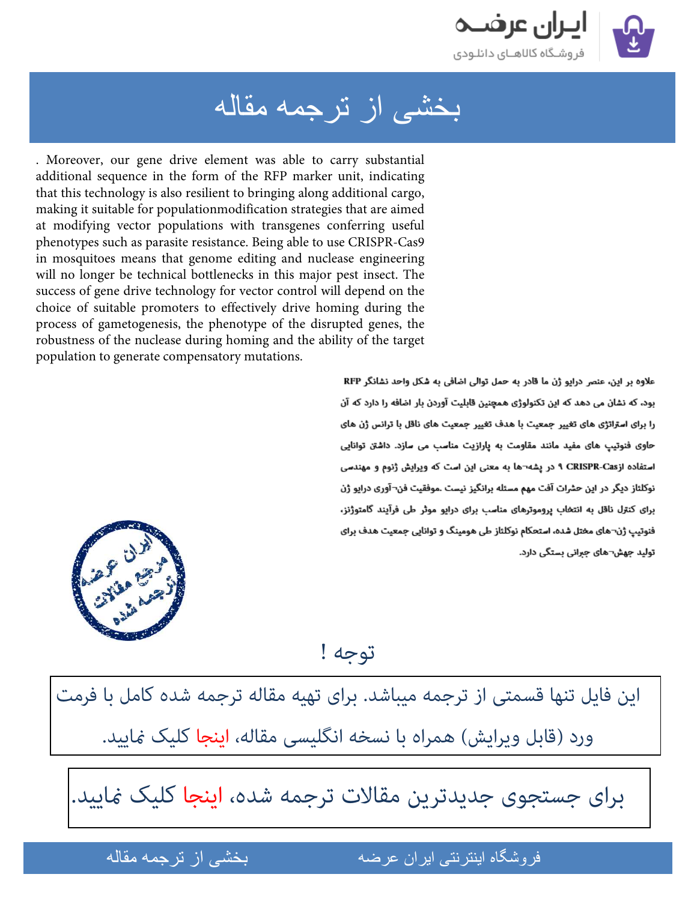# بخشی از ترجمه مقاله

. Moreover, our gene drive element was able to carry substantial additional sequence in the form of the RFP marker unit, indicating that this technology is also resilient to bringing along additional cargo, making it suitable for populationmodification strategies that are aimed at modifying vector populations with transgenes conferring useful phenotypes such as parasite resistance. Being able to use CRISPR-Cas9 in mosquitoes means that genome editing and nuclease engineering will no longer be technical bottlenecks in this major pest insect. The success of gene drive technology for vector control will depend on the choice of suitable promoters to effectively drive homing during the process of gametogenesis, the phenotype of the disrupted genes, the robustness of the nuclease during homing and the ability of the target population to generate compensatory mutations.

علاوه بر این، عنصر درایو ژن ما قادر به حمل توالی اضافی به شکل واحد نشانگر RFP بود، که نشان می دهد که این تکنولوژی همچنین قابلیت آوردن بار اضافه را دارد که آن را برای استراتژی های تغییر جمعیت با هدف تغییر جمعیت های ناقل با ترانس ژن های حاوی فنوتیپ های مفید مانند مقاومت به پارازیت مناسب می سازد. داشتن توانایی استفاده ازCRISPR-Cas9 در پشه¬ها به معنی این است که ویرایش ژنوم و مهندسی نوکلئاز دیگر در این حشرات آفت مهم مسئله برانگیز نیست .موفقیت فن¬آوری درایو ژن برای کنترل ناقل به انتخاب پروموترهای مناسب برای درایو موثر طی فرآیند گامتوژنز، فنوتیپ ژن¬های مختل شده، استحکام نوکلئاز طی هومینگ و توانایی جمعیت هدف برای تولید جهش¬های جبرانی بستگی دارد.

توجه !

این فایل تنها قسمتی از ترجمه میباشد. برای تهیه مقاله ترجمه شده کامل با فرمت ورد (قابل ویرایش) همراه با نسخه انگلیسی مقاله، اینجا کلیک نمایید.

برای جستجوی جدیدترین مقالات ترجمه شده، اینجا کلیک نمایید.